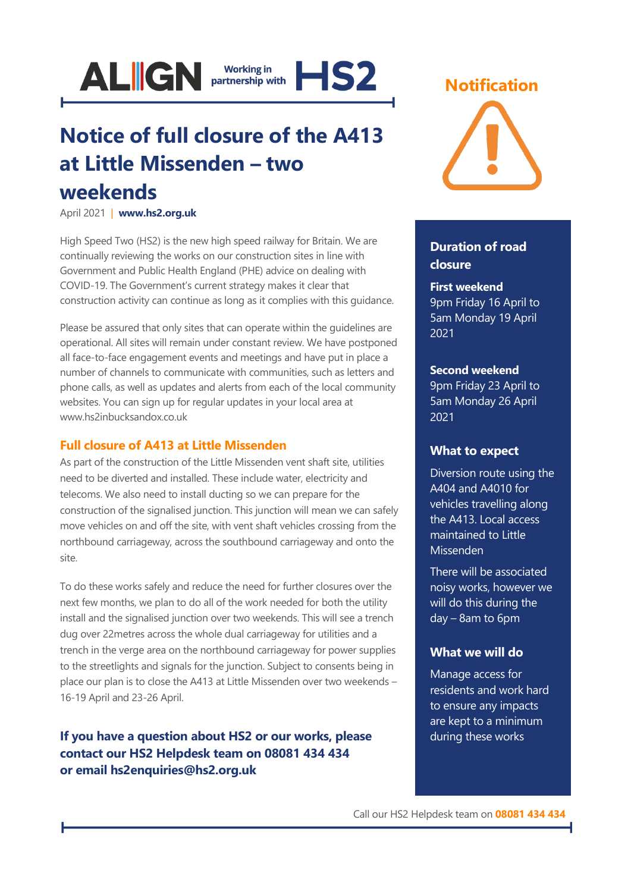ALIGN Working in partnership with HS2

# Notice of full closure of the A413 at Little Missenden – two weekends

April 2021 | **www.hs2.org.uk**

**Notification**

High Speed Two (HS2) is the new high speed railway for Britain. We are continually reviewing the works on our construction sites in line with Government and Public Health England (PHE) advice on dealing with COVID-19. The Government's current strategy makes it clear that construction activity can continue as long as it complies with this guidance.

Please be assured that only sites that can operate within the guidelines are operational. All sites will remain under constant review. We have postponed all face-to-face engagement events and meetings and have put in place a number of channels to communicate with communities, such as letters and phone calls, as well as updates and alerts from each of the local community websites. You can sign up for regular updates in your local area at www.hs2inbucksandox.co.uk

## Full closure of A413 at Little Missenden

As part of the construction of the Little Missenden vent shaft site, utilities need to be diverted and installed. These include water, electricity and telecoms. We also need to install ducting so we can prepare for the construction of the signalised junction. This junction will mean we can safely move vehicles on and off the site, with vent shaft vehicles crossing from the northbound carriageway, across the southbound carriageway and onto the site.

To do these works safely and reduce the need for further closures over the next few months, we plan to do all of the work needed for both the utility install and the signalised junction over two weekends. This will see a trench dug over 22metres across the whole dual carriageway for utilities and a trench in the verge area on the northbound carriageway for power supplies to the streetlights and signals for the junction. Subject to consents being in place our plan is to close the A413 at Little Missenden over two weekends – 16-19 April and 23-26 April.

**If you have a question about HS2 or our works, please contact our HS2 Helpdesk team on 08081 434 434 or email hs2enquiries@hs2.org.uk**

### Duration of road closure

**First weekend**
9pm Friday 16 April to 5am Monday 19 April 2021

**Second weekend**
9pm Friday 23 April to 5am Monday 26 April 2021

### What to expect

Diversion route using the A404 and A4010 for vehicles travelling along the A413. Local access maintained to Little Missenden

There will be associated noisy works, however we will do this during the day – 8am to 6pm

### What we will do

Manage access for residents and work hard to ensure any impacts are kept to a minimum during these works

Call our HS2 Helpdesk team on **08081 434 434**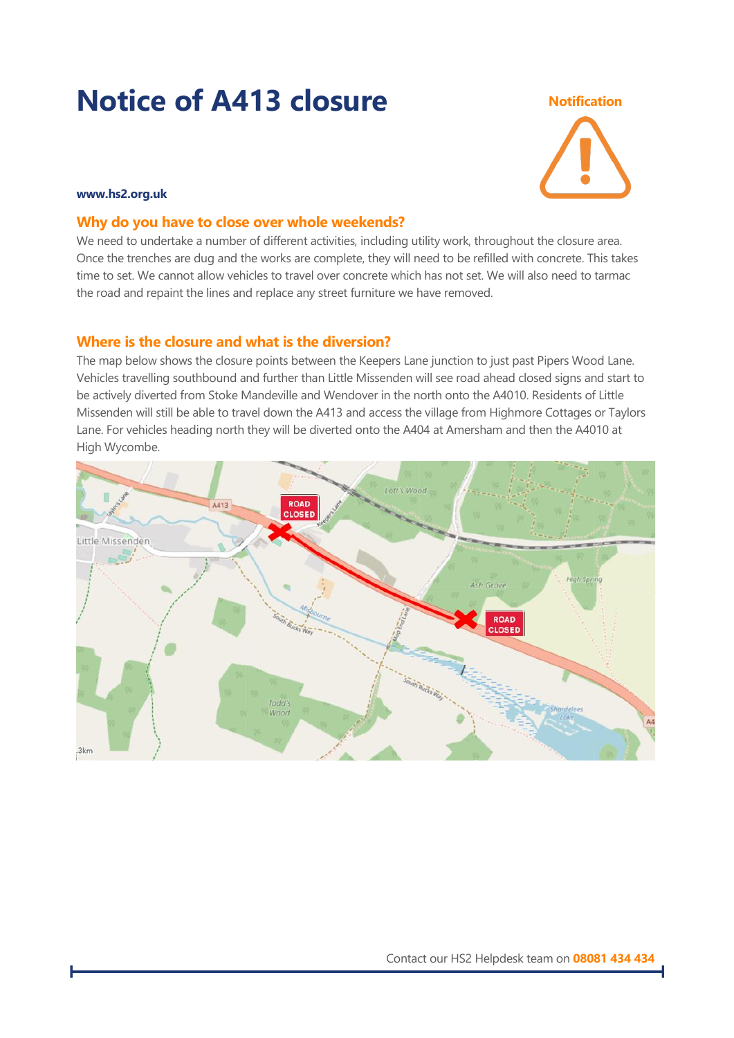# Notice of A413 closure

Notification

www.hs2.org.uk

## Why do you have to close over whole weekends?

We need to undertake a number of different activities, including utility work, throughout the closure area. Once the trenches are dug and the works are complete, they will need to be refilled with concrete. This takes time to set. We cannot allow vehicles to travel over concrete which has not set. We will also need to tarmac the road and repaint the lines and replace any street furniture we have removed.

## Where is the closure and what is the diversion?

The map below shows the closure points between the Keepers Lane junction to just past Pipers Wood Lane. Vehicles travelling southbound and further than Little Missenden will see road ahead closed signs and start to be actively diverted from Stoke Mandeville and Wendover in the north onto the A4010. Residents of Little Missenden will still be able to travel down the A413 and access the village from Highmore Cottages or Taylors Lane. For vehicles heading north they will be diverted onto the A404 at Amersham and then the A4010 at High Wycombe.

Contact our HS2 Helpdesk team on **08081 434 434**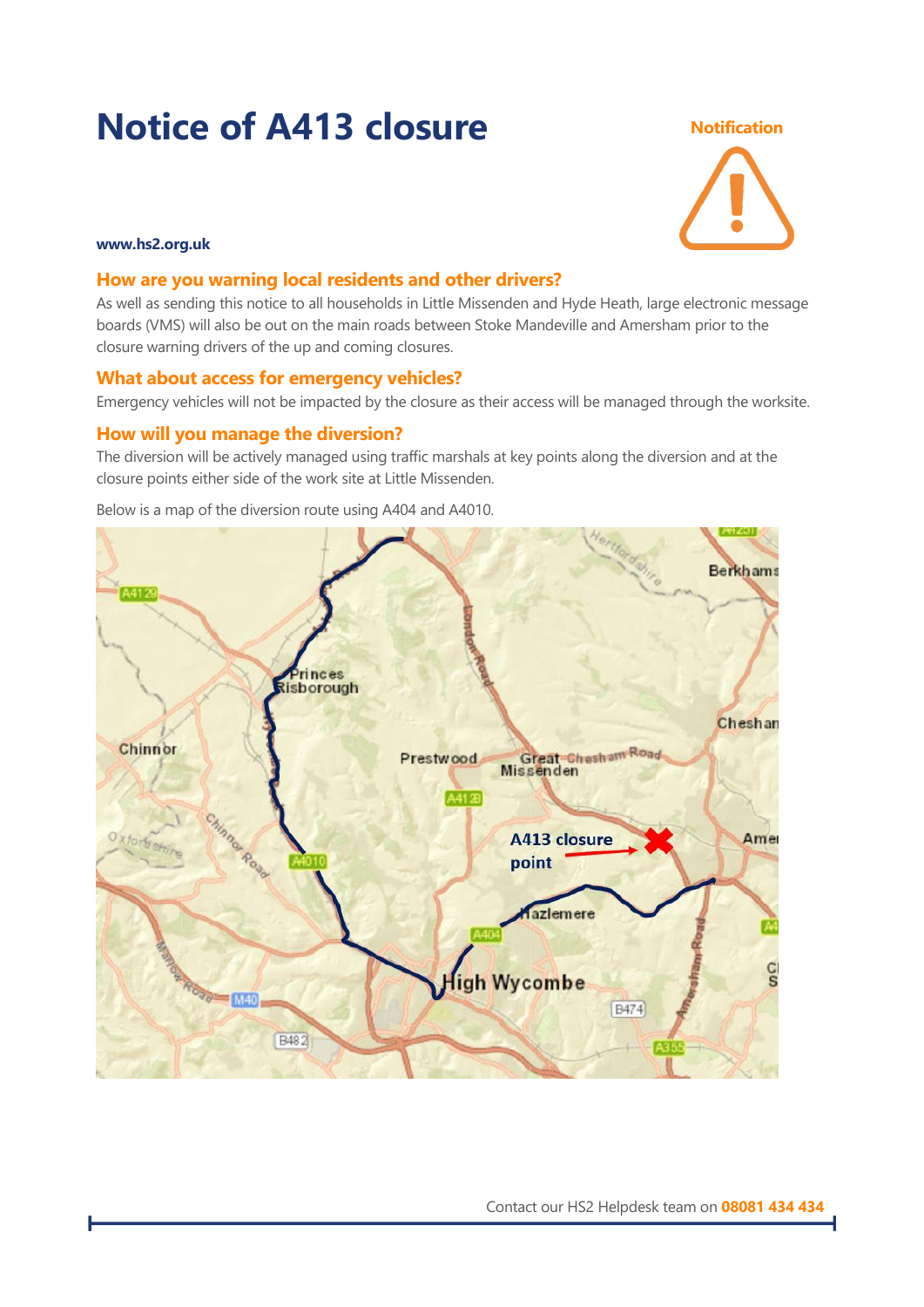# Notice of A413 closure

Notification

**www.hs2.org.uk**

## How are you warning local residents and other drivers?

As well as sending this notice to all households in Little Missenden and Hyde Heath, large electronic message boards (VMS) will also be out on the main roads between Stoke Mandeville and Amersham prior to the closure warning drivers of the up and coming closures.

## What about access for emergency vehicles?

Emergency vehicles will not be impacted by the closure as their access will be managed through the worksite.

## How will you manage the diversion?

The diversion will be actively managed using traffic marshals at key points along the diversion and at the closure points either side of the work site at Little Missenden.

Below is a map of the diversion route using A404 and A4010.

Contact our HS2 Helpdesk team on **08081 434 434**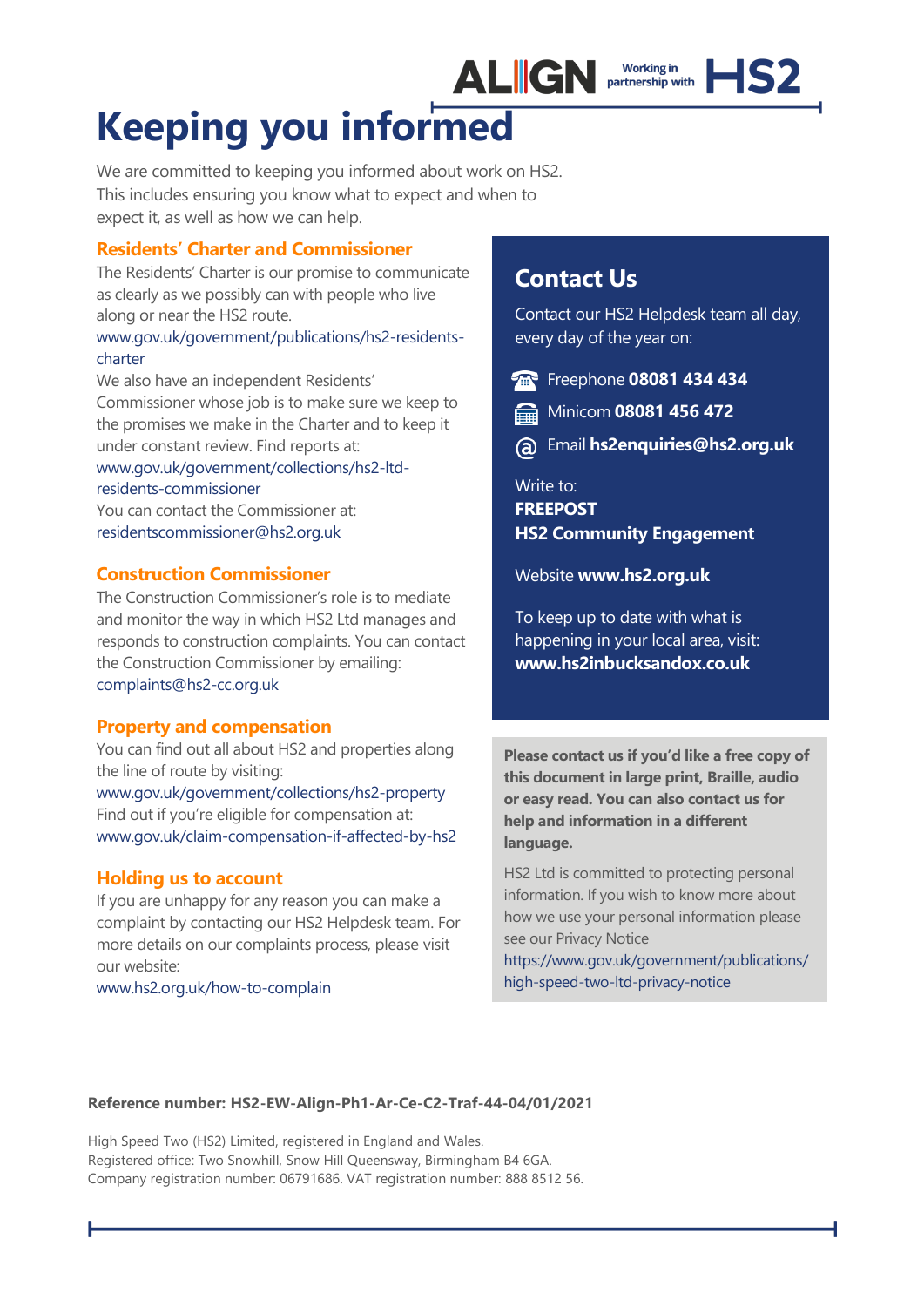# Keeping you informed

We are committed to keeping you informed about work on HS2. This includes ensuring you know what to expect and when to expect it, as well as how we can help.

## Residents' Charter and Commissioner

The Residents' Charter is our promise to communicate as clearly as we possibly can with people who live along or near the HS2 route.

www.gov.uk/government/publications/hs2-residents-charter

We also have an independent Residents' Commissioner whose job is to make sure we keep to the promises we make in the Charter and to keep it under constant review. Find reports at:

www.gov.uk/government/collections/hs2-ltd-residents-commissioner

You can contact the Commissioner at:

residentscommissioner@hs2.org.uk

## Construction Commissioner

The Construction Commissioner's role is to mediate and monitor the way in which HS2 Ltd manages and responds to construction complaints. You can contact the Construction Commissioner by emailing:

complaints@hs2-cc.org.uk

## Property and compensation

You can find out all about HS2 and properties along the line of route by visiting:

www.gov.uk/government/collections/hs2-property

Find out if you're eligible for compensation at:

www.gov.uk/claim-compensation-if-affected-by-hs2

## Holding us to account

If you are unhappy for any reason you can make a complaint by contacting our HS2 Helpdesk team. For more details on our complaints process, please visit our website:

www.hs2.org.uk/how-to-complain

## Contact Us

Contact our HS2 Helpdesk team all day, every day of the year on:

Freephone **08081 434 434**

Minicom **08081 456 472**

Email **hs2enquiries@hs2.org.uk**

Write to:

**FREEPOST**
**HS2 Community Engagement**

Website **www.hs2.org.uk**

To keep up to date with what is happening in your local area, visit:

**www.hs2inbucksandox.co.uk**

**Please contact us if you'd like a free copy of this document in large print, Braille, audio or easy read. You can also contact us for help and information in a different language.**

HS2 Ltd is committed to protecting personal information. If you wish to know more about how we use your personal information please see our Privacy Notice https://www.gov.uk/government/publications/high-speed-two-ltd-privacy-notice

**Reference number: HS2-EW-Align-Ph1-Ar-Ce-C2-Traf-44-04/01/2021**

High Speed Two (HS2) Limited, registered in England and Wales.
Registered office: Two Snowhill, Snow Hill Queensway, Birmingham B4 6GA.
Company registration number: 06791686. VAT registration number: 888 8512 56.